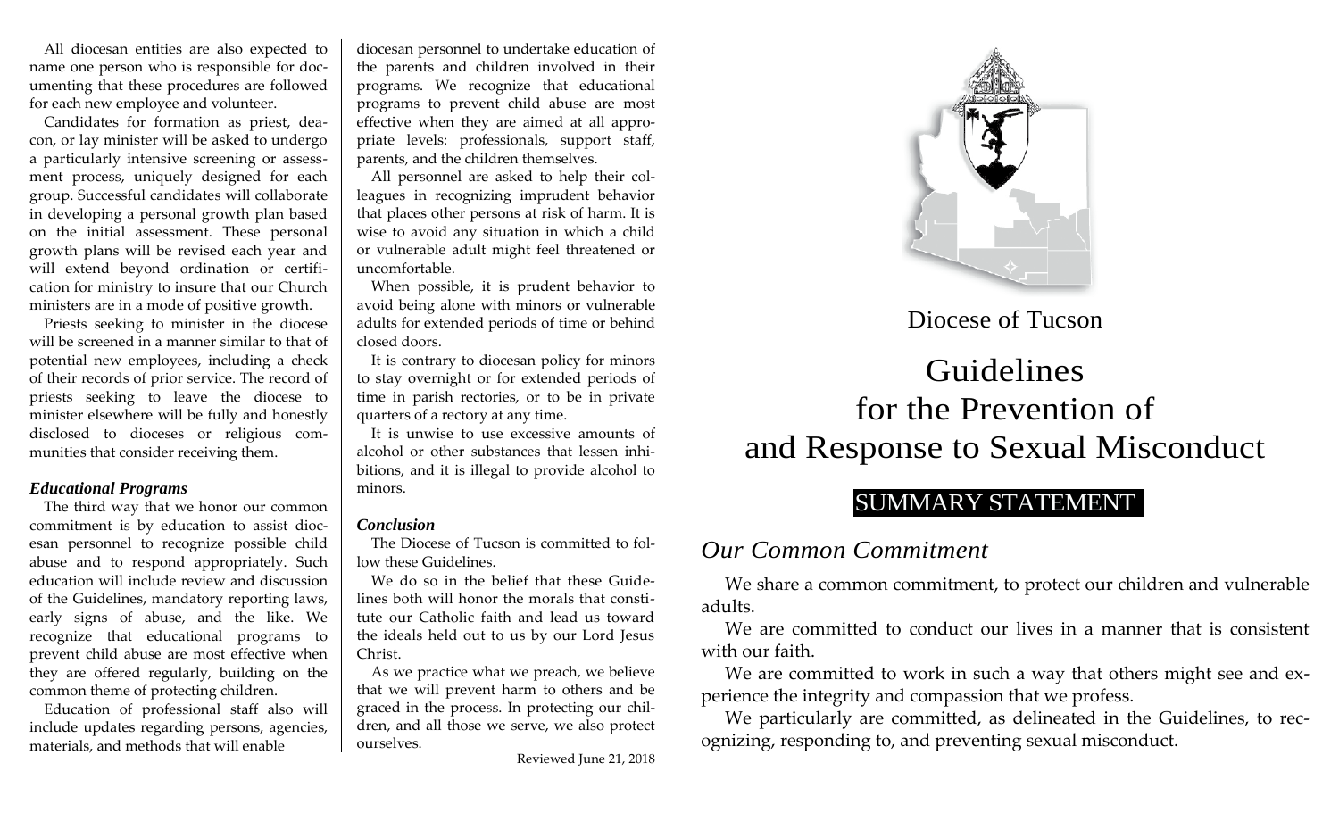All diocesan entities are also expected to name one person who is responsible for documenting that these procedures are followed for each new employee and volunteer.

Candidates for formation as priest, deacon, or lay minister will be asked to undergo a particularly intensive screening or assessment process, uniquely designed for each group. Successful candidates will collaborate in developing a personal growth plan based on the initial assessment. These personal growth plans will be revised each year and will extend beyond ordination or certification for ministry to insure that our Church ministers are in a mode of positive growth.

Priests seeking to minister in the diocese will be screened in a manner similar to that of potential new employees, including a check of their records of prior service. The record of priests seeking to leave the diocese to minister elsewhere will be fully and honestly disclosed to dioceses or religious communities that consider receiving them.

### *Educational Programs*

The third way that we honor our common commitment is by education to assist diocesan personnel to recognize possible child abuse and to respond appropriately. Such education will include review and discussion of the Guidelines, mandatory reporting laws, early signs of abuse, and the like. We recognize that educational programs to prevent child abuse are most effective when they are offered regularly, building on the common theme of protecting children.

Education of professional staff also will include updates regarding persons, agencies, materials, and methods that will enable diocesan personnel to undertake education of the parents and children involved in their programs. We recognize that educational programs to prevent child abuse are most effective when they are aimed at all appropriate levels: professionals, support staff, parents, and the children themselves.

All personnel are asked to help their colleagues in recognizing imprudent behavior that places other persons at risk of harm. It is wise to avoid any situation in which a child or vulnerable adult might feel threatened or uncomfortable.

When possible, it is prudent behavior to avoid being alone with minors or vulnerable adults for extended periods of time or behind closed doors.

It is contrary to diocesan policy for minors to stay overnight or for extended periods of time in parish rectories, or to be in private quarters of a rectory at any time.

It is unwise to use excessive amounts of alcohol or other substances that lessen inhibitions, and it is illegal to provide alcohol to minors.

### *Conclusion*

The Diocese of Tucson is committed to follow these Guidelines.

We do so in the belief that these Guidelines both will honor the morals that constitute our Catholic faith and lead us toward the ideals held out to us by our Lord Jesus Christ.

As we practice what we preach, we believe that we will prevent harm to others and be graced in the process. In protecting our children, and all those we serve, we also protect ourselves.

Reviewed June 21, 2018

Diocese of Tucson

# Guidelines for the Prevention of and Response to Sexual Misconduct

## SUMMARY STATEMENT

## *Our Common Commitment*

We share a common commitment, to protect our children and vulnerable adults.

We are committed to conduct our lives in a manner that is consistent with our faith.

We are committed to work in such a way that others might see and experience the integrity and compassion that we profess.

We particularly are committed, as delineated in the Guidelines, to recognizing, responding to, and preventing sexual misconduct.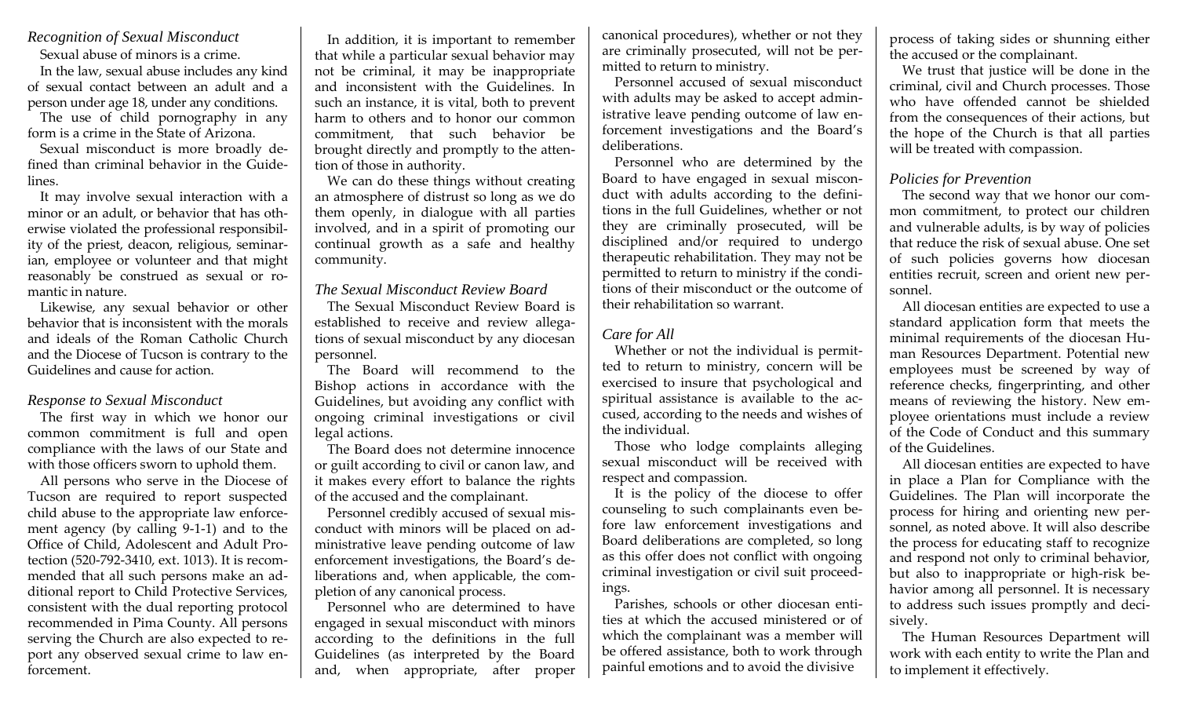### *Recognition of Sexual Misconduct*

Sexual abuse of minors is a crime.

In the law, sexual abuse includes any kind of sexual contact between an adult and a person under age 18, under any conditions.

The use of child pornography in any form is a crime in the State of Arizona.

Sexual misconduct is more broadly defined than criminal behavior in the Guidelines.

It may involve sexual interaction with a minor or an adult, or behavior that has otherwise violated the professional responsibility of the priest, deacon, religious, seminarian, employee or volunteer and that might reasonably be construed as sexual or romantic in nature.

Likewise, any sexual behavior or other behavior that is inconsistent with the morals and ideals of the Roman Catholic Church and the Diocese of Tucson is contrary to the Guidelines and cause for action.

### *Response to Sexual Misconduct*

The first way in which we honor our common commitment is full and open compliance with the laws of our State and with those officers sworn to uphold them.

All persons who serve in the Diocese of Tucson are required to report suspected child abuse to the appropriate law enforcement agency (by calling 9-1-1) and to the Office of Child, Adolescent and Adult Protection (520-792-3410, ext. 1013). It is recommended that all such persons make an additional report to Child Protective Services, consistent with the dual reporting protocol recommended in Pima County. All persons serving the Church are also expected to report any observed sexual crime to law enforcement.

In addition, it is important to remember that while a particular sexual behavior may not be criminal, it may be inappropriate and inconsistent with the Guidelines. In such an instance, it is vital, both to prevent harm to others and to honor our common commitment, that such behavior be brought directly and promptly to the attention of those in authority.

We can do these things without creating an atmosphere of distrust so long as we do them openly, in dialogue with all parties involved, and in a spirit of promoting our continual growth as a safe and healthy community.

### *The Sexual Misconduct Review Board*

The Sexual Misconduct Review Board is established to receive and review allegations of sexual misconduct by any diocesan personnel.

The Board will recommend to the Bishop actions in accordance with the Guidelines, but avoiding any conflict with ongoing criminal investigations or civil legal actions.

The Board does not determine innocence or guilt according to civil or canon law, and it makes every effort to balance the rights of the accused and the complainant.

Personnel credibly accused of sexual misconduct with minors will be placed on administrative leave pending outcome of law enforcement investigations, the Board's deliberations and, when applicable, the completion of any canonical process.

Personnel who are determined to have engaged in sexual misconduct with minors according to the definitions in the full Guidelines (as interpreted by the Board and, when appropriate, after proper canonical procedures), whether or not they are criminally prosecuted, will not be permitted to return to ministry.

Personnel accused of sexual misconduct with adults may be asked to accept administrative leave pending outcome of law enforcement investigations and the Board's deliberations.

Personnel who are determined by the Board to have engaged in sexual misconduct with adults according to the definitions in the full Guidelines, whether or not they are criminally prosecuted, will be disciplined and/or required to undergo therapeutic rehabilitation. They may not be permitted to return to ministry if the conditions of their misconduct or the outcome of their rehabilitation so warrant.

### *Care for All*

Whether or not the individual is permitted to return to ministry, concern will be exercised to insure that psychological and spiritual assistance is available to the accused, according to the needs and wishes of the individual.

Those who lodge complaints alleging sexual misconduct will be received with respect and compassion.

It is the policy of the diocese to offer counseling to such complainants even before law enforcement investigations and Board deliberations are completed, so long as this offer does not conflict with ongoing criminal investigation or civil suit proceedings.

Parishes, schools or other diocesan entities at which the accused ministered or of which the complainant was a member will be offered assistance, both to work through painful emotions and to avoid the divisive process of taking sides or shunning either the accused or the complainant.

We trust that justice will be done in the criminal, civil and Church processes. Those who have offended cannot be shielded from the consequences of their actions, but the hope of the Church is that all parties will be treated with compassion.

### *Policies for Prevention*

The second way that we honor our common commitment, to protect our children and vulnerable adults, is by way of policies that reduce the risk of sexual abuse. One set of such policies governs how diocesan entities recruit, screen and orient new personnel.

All diocesan entities are expected to use a standard application form that meets the minimal requirements of the diocesan Human Resources Department. Potential new employees must be screened by way of reference checks, fingerprinting, and other means of reviewing the history. New employee orientations must include a review of the Code of Conduct and this summary of the Guidelines.

All diocesan entities are expected to have in place a Plan for Compliance with the Guidelines. The Plan will incorporate the process for hiring and orienting new personnel, as noted above. It will also describe the process for educating staff to recognize and respond not only to criminal behavior, but also to inappropriate or high-risk behavior among all personnel. It is necessary to address such issues promptly and decisively.

The Human Resources Department will work with each entity to write the Plan and to implement it effectively.